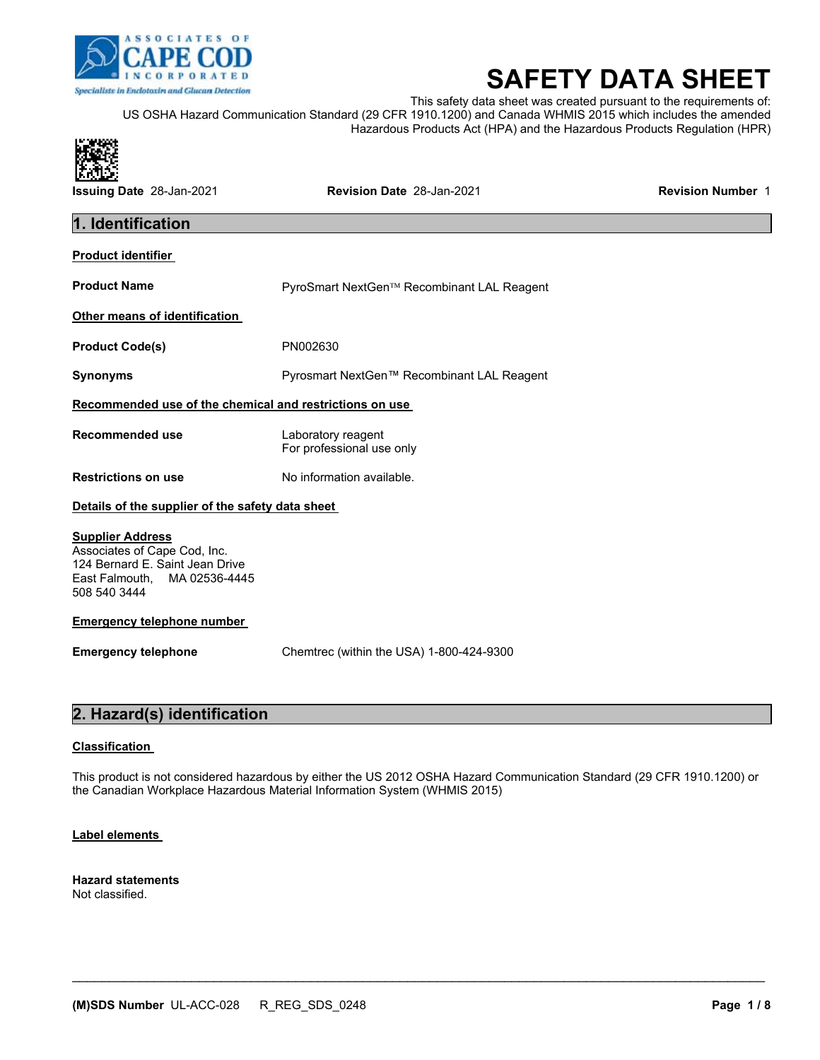# SAFETY DATA SHEET

This safety data sheet was created pursuant to the requirements of: US OSHA Hazard Communication Standard (29 CFR 1910.1200) and Canada WHMIS 2015 which includes the amended Hazardous Products Act (HPA) and the Hazardous Products Regulation (HPR)

**Issuing Date** 28-Jan-2021 **Revision Date** 28-Jan-2021 **Revision Number** 1

## 1. Identification

**Product identifier**

**Product Name** PyroSmart NextGen™ Recombinant LAL Reagent

**Other means of identification**

**Product Code(s)** PN002630

**Synonyms** Pyrosmart NextGen™ Recombinant LAL Reagent

**Recommended use of the chemical and restrictions on use**

**Recommended use** Laboratory reagent
For professional use only

**Restrictions on use** No information available.

**Details of the supplier of the safety data sheet**

**Supplier Address**
Associates of Cape Cod, Inc.
124 Bernard E. Saint Jean Drive
East Falmouth, MA 02536-4445
508 540 3444

**Emergency telephone number**

**Emergency telephone** Chemtrec (within the USA) 1-800-424-9300

## 2. Hazard(s) identification

**Classification**

This product is not considered hazardous by either the US 2012 OSHA Hazard Communication Standard (29 CFR 1910.1200) or the Canadian Workplace Hazardous Material Information System (WHMIS 2015)

**Label elements**

**Hazard statements**
Not classified.

**(M)SDS Number** UL-ACC-028 R_REG_SDS_0248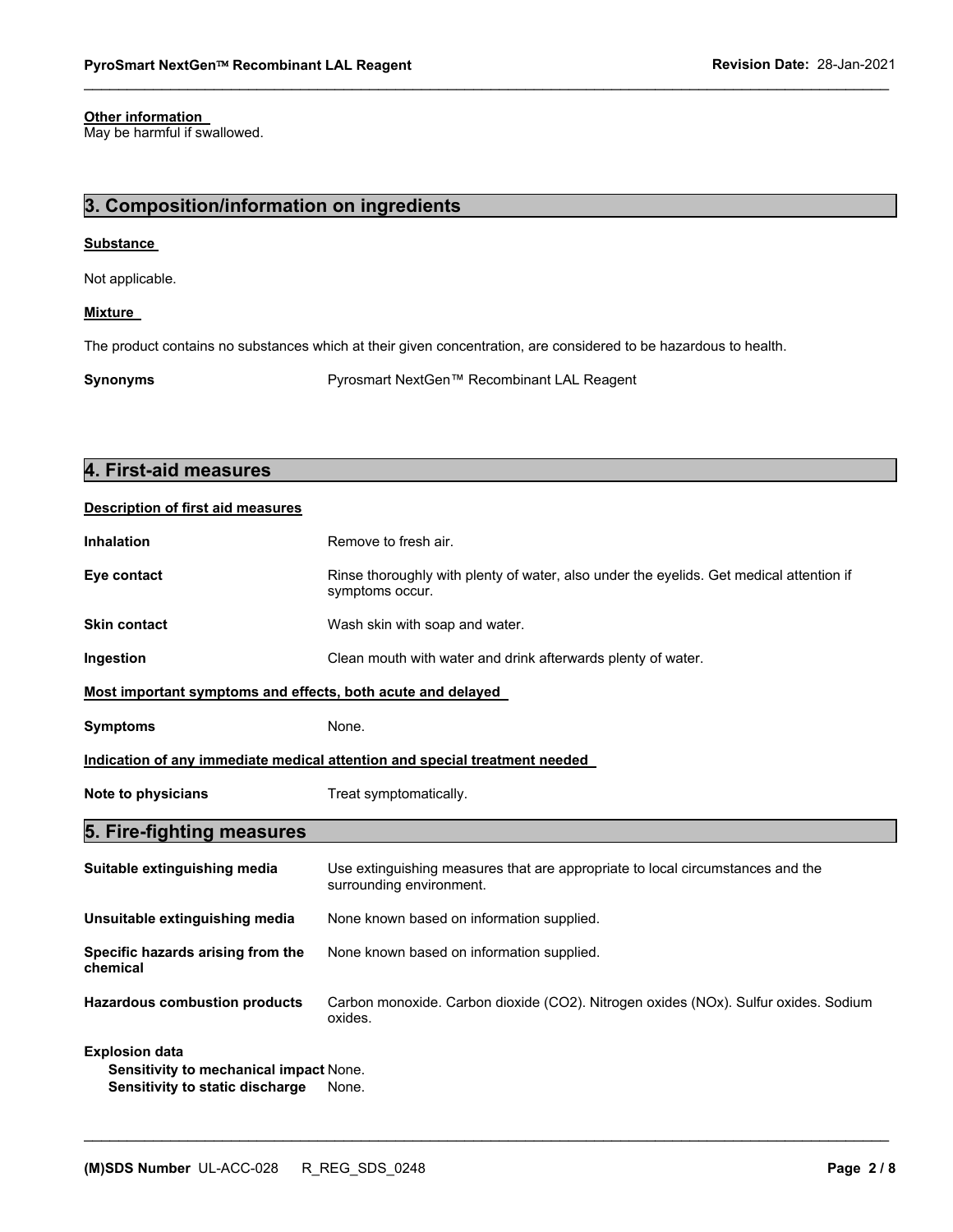**Other information**
May be harmful if swallowed.

## 3. Composition/information on ingredients

**Substance**

Not applicable.

**Mixture**

The product contains no substances which at their given concentration, are considered to be hazardous to health.

**Synonyms** Pyrosmart NextGen™ Recombinant LAL Reagent

## 4. First-aid measures

**Description of first aid measures**

**Inhalation** Remove to fresh air.

**Eye contact** Rinse thoroughly with plenty of water, also under the eyelids. Get medical attention if symptoms occur.

**Skin contact** Wash skin with soap and water.

**Ingestion** Clean mouth with water and drink afterwards plenty of water.

**Most important symptoms and effects, both acute and delayed**

**Symptoms** None.

**Indication of any immediate medical attention and special treatment needed**

**Note to physicians** Treat symptomatically.

## 5. Fire-fighting measures

**Suitable extinguishing media** Use extinguishing measures that are appropriate to local circumstances and the surrounding environment.

**Unsuitable extinguishing media** None known based on information supplied.

**Specific hazards arising from the chemical** None known based on information supplied.

**Hazardous combustion products** Carbon monoxide. Carbon dioxide ($CO_2$). Nitrogen oxides ($NO_x$). Sulfur oxides. Sodium oxides.

**Explosion data**
**Sensitivity to mechanical impact** None.
**Sensitivity to static discharge** None.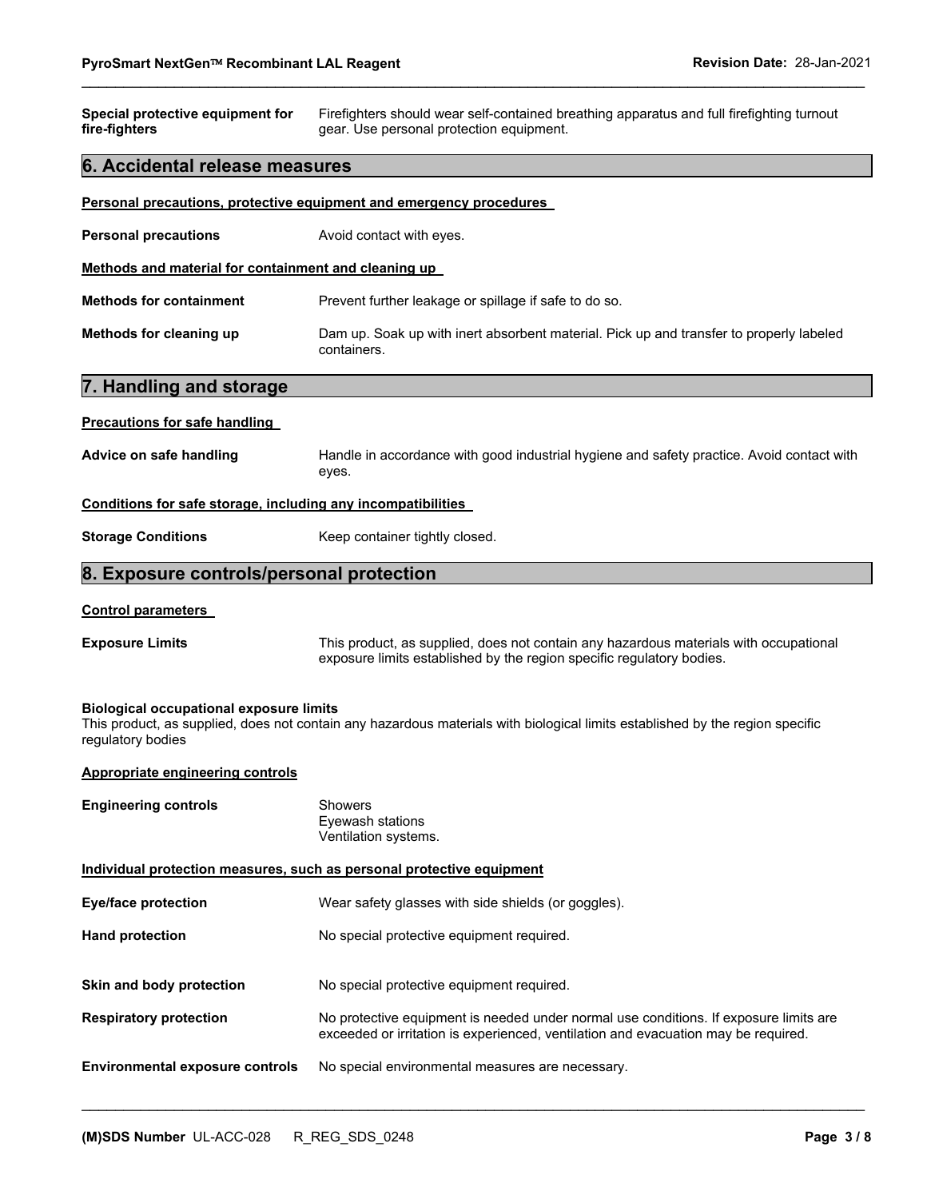**Special protective equipment for fire-fighters** Firefighters should wear self-contained breathing apparatus and full firefighting turnout gear. Use personal protection equipment.

## 6. Accidental release measures

**Personal precautions, protective equipment and emergency procedures**

| | |
|---|---|
| **Personal precautions** | Avoid contact with eyes. |

**Methods and material for containment and cleaning up**

| | |
|---|---|
| **Methods for containment** | Prevent further leakage or spillage if safe to do so. |
| **Methods for cleaning up** | Dam up. Soak up with inert absorbent material. Pick up and transfer to properly labeled containers. |

## 7. Handling and storage

**Precautions for safe handling**

| | |
|---|---|
| **Advice on safe handling** | Handle in accordance with good industrial hygiene and safety practice. Avoid contact with eyes. |

**Conditions for safe storage, including any incompatibilities**

| | |
|---|---|
| **Storage Conditions** | Keep container tightly closed. |

## 8. Exposure controls/personal protection

**Control parameters**

| | |
|---|---|
| **Exposure Limits** | This product, as supplied, does not contain any hazardous materials with occupational exposure limits established by the region specific regulatory bodies. |

**Biological occupational exposure limits**
This product, as supplied, does not contain any hazardous materials with biological limits established by the region specific regulatory bodies

**Appropriate engineering controls**

| | |
|---|---|
| **Engineering controls** | Showers<br>Eyewash stations<br>Ventilation systems. |

**Individual protection measures, such as personal protective equipment**

| | |
|---|---|
| **Eye/face protection** | Wear safety glasses with side shields (or goggles). |
| **Hand protection** | No special protective equipment required. |
| **Skin and body protection** | No special protective equipment required. |
| **Respiratory protection** | No protective equipment is needed under normal use conditions. If exposure limits are exceeded or irritation is experienced, ventilation and evacuation may be required. |
| **Environmental exposure controls** | No special environmental measures are necessary. |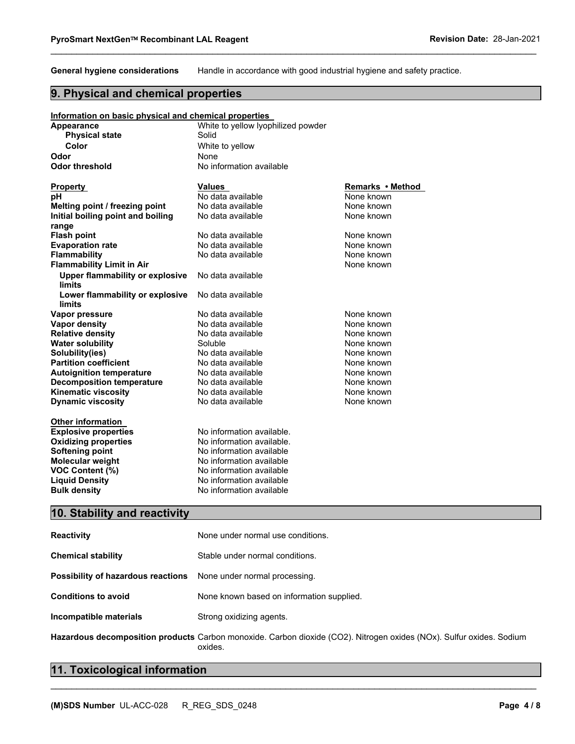**General hygiene considerations** Handle in accordance with good industrial hygiene and safety practice.

## 9. Physical and chemical properties

**Information on basic physical and chemical properties**

| | |
|---|---|
| **Appearance** | White to yellow lyophilized powder |
| **Physical state** | Solid |
| **Color** | White to yellow |
| **Odor** | None |
| **Odor threshold** | No information available |

| **Property** | **Values** | **Remarks • Method** |
|---|---|---|
| **pH** | No data available | None known |
| **Melting point / freezing point** | No data available | None known |
| **Initial boiling point and boiling range** | No data available | None known |
| **Flash point** | No data available | None known |
| **Evaporation rate** | No data available | None known |
| **Flammability** | No data available | None known |
| **Flammability Limit in Air** | | None known |
| **Upper flammability or explosive limits** | No data available | |
| **Lower flammability or explosive limits** | No data available | |
| **Vapor pressure** | No data available | None known |
| **Vapor density** | No data available | None known |
| **Relative density** | No data available | None known |
| **Water solubility** | Soluble | None known |
| **Solubility(ies)** | No data available | None known |
| **Partition coefficient** | No data available | None known |
| **Autoignition temperature** | No data available | None known |
| **Decomposition temperature** | No data available | None known |
| **Kinematic viscosity** | No data available | None known |
| **Dynamic viscosity** | No data available | None known |

**Other information**

| | |
|---|---|
| **Explosive properties** | No information available. |
| **Oxidizing properties** | No information available. |
| **Softening point** | No information available |
| **Molecular weight** | No information available |
| **VOC Content (%)** | No information available |
| **Liquid Density** | No information available |
| **Bulk density** | No information available |

## 10. Stability and reactivity

**Reactivity** None under normal use conditions.

**Chemical stability** Stable under normal conditions.

**Possibility of hazardous reactions** None under normal processing.

**Conditions to avoid** None known based on information supplied.

**Incompatible materials** Strong oxidizing agents.

**Hazardous decomposition products** Carbon monoxide. Carbon dioxide ($CO_2$). Nitrogen oxides ($NO_x$). Sulfur oxides. Sodium oxides.

## 11. Toxicological information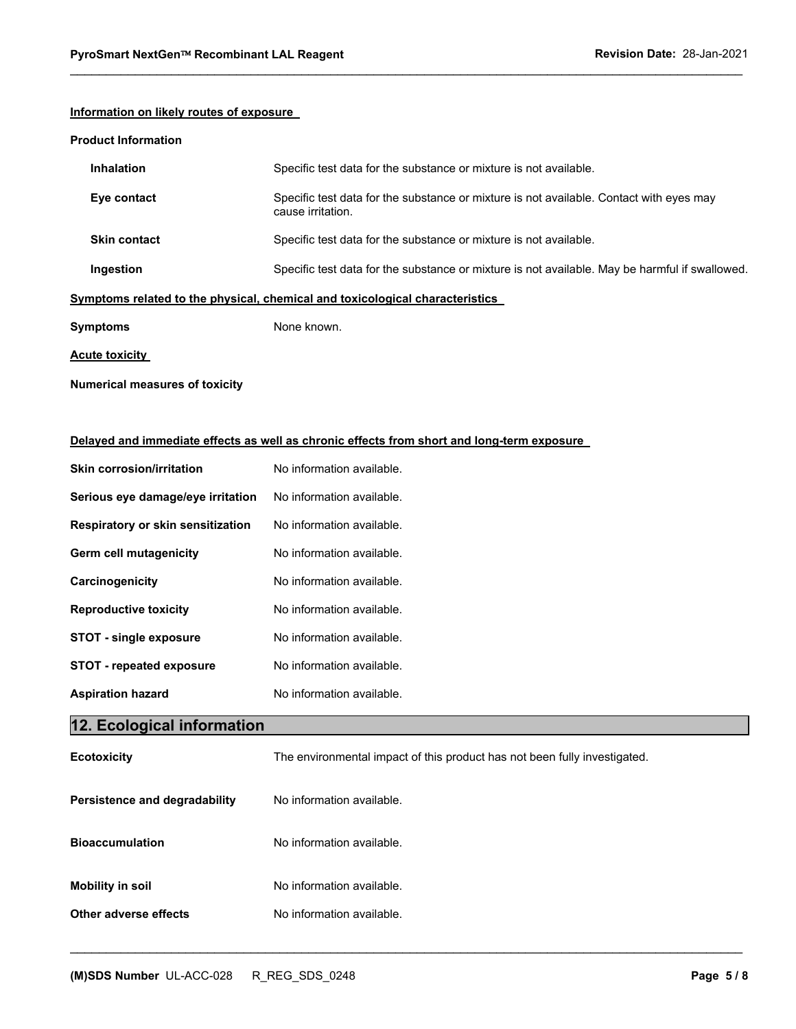**Information on likely routes of exposure**

**Product Information**

| | |
|---|---|
| **Inhalation** | Specific test data for the substance or mixture is not available. |
| **Eye contact** | Specific test data for the substance or mixture is not available. Contact with eyes may cause irritation. |
| **Skin contact** | Specific test data for the substance or mixture is not available. |
| **Ingestion** | Specific test data for the substance or mixture is not available. May be harmful if swallowed. |

**Symptoms related to the physical, chemical and toxicological characteristics**

**Symptoms** None known.

**Acute toxicity**

**Numerical measures of toxicity**

**Delayed and immediate effects as well as chronic effects from short and long-term exposure**

| | |
|---|---|
| **Skin corrosion/irritation** | No information available. |
| **Serious eye damage/eye irritation** | No information available. |
| **Respiratory or skin sensitization** | No information available. |
| **Germ cell mutagenicity** | No information available. |
| **Carcinogenicity** | No information available. |
| **Reproductive toxicity** | No information available. |
| **STOT - single exposure** | No information available. |
| **STOT - repeated exposure** | No information available. |
| **Aspiration hazard** | No information available. |

## 12. Ecological information

| | |
|---|---|
| **Ecotoxicity** | The environmental impact of this product has not been fully investigated. |
| **Persistence and degradability** | No information available. |
| **Bioaccumulation** | No information available. |
| **Mobility in soil** | No information available. |
| **Other adverse effects** | No information available. |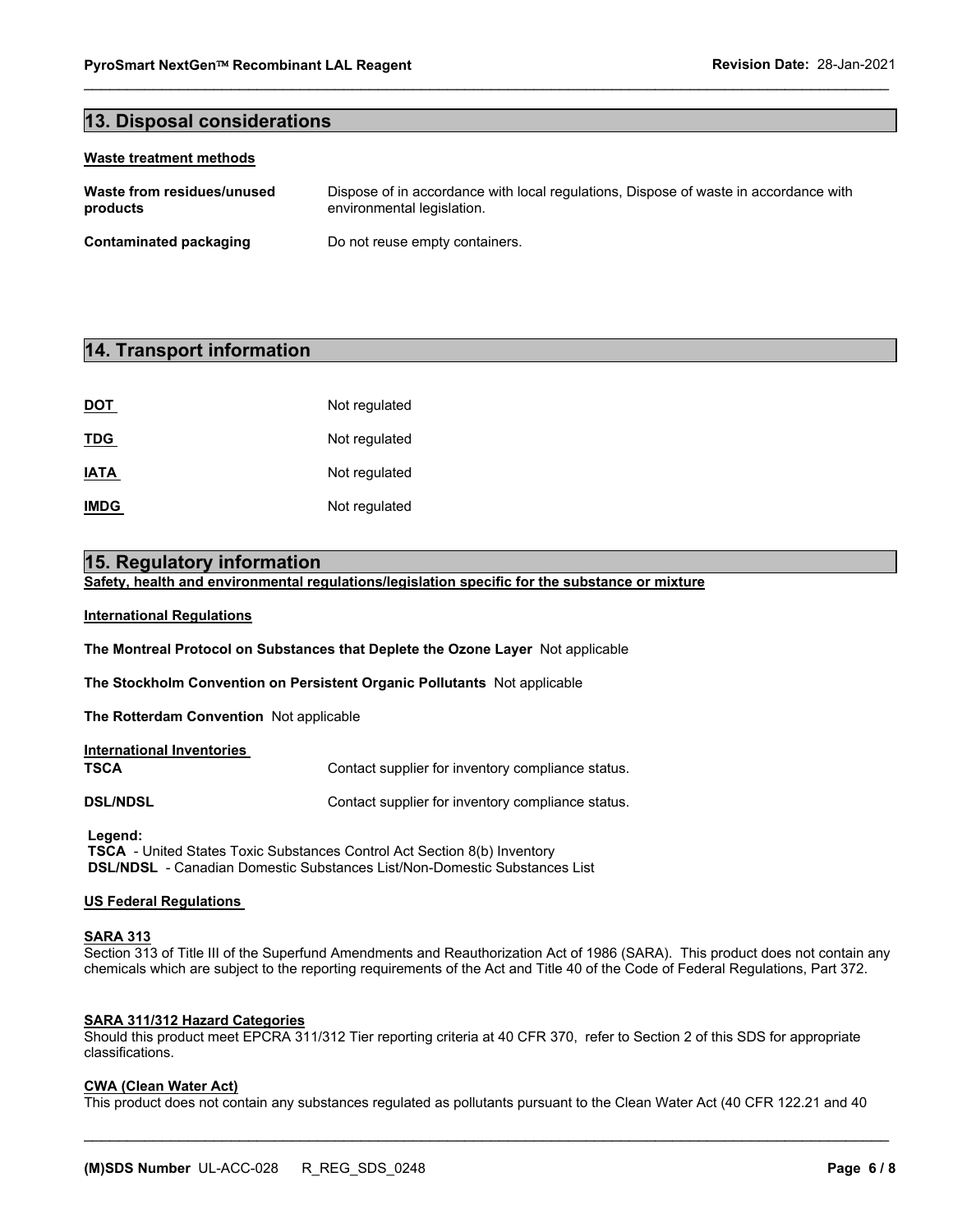## 13. Disposal considerations

**Waste treatment methods**

| | |
|---|---|
| **Waste from residues/unused products** | Dispose of in accordance with local regulations, Dispose of waste in accordance with environmental legislation. |
| **Contaminated packaging** | Do not reuse empty containers. |

## 14. Transport information

| | |
|---|---|
| **DOT** | Not regulated |
| **TDG** | Not regulated |
| **IATA** | Not regulated |
| **IMDG** | Not regulated |

## 15. Regulatory information

**Safety, health and environmental regulations/legislation specific for the substance or mixture**

**International Regulations**

**The Montreal Protocol on Substances that Deplete the Ozone Layer** Not applicable

**The Stockholm Convention on Persistent Organic Pollutants** Not applicable

**The Rotterdam Convention** Not applicable

**International Inventories**

| | |
|---|---|
| **TSCA** | Contact supplier for inventory compliance status. |
| **DSL/NDSL** | Contact supplier for inventory compliance status. |

**Legend:**
**TSCA** - United States Toxic Substances Control Act Section 8(b) Inventory
**DSL/NDSL** - Canadian Domestic Substances List/Non-Domestic Substances List

**US Federal Regulations**

**SARA 313**
Section 313 of Title III of the Superfund Amendments and Reauthorization Act of 1986 (SARA). This product does not contain any chemicals which are subject to the reporting requirements of the Act and Title 40 of the Code of Federal Regulations, Part 372.

**SARA 311/312 Hazard Categories**
Should this product meet EPCRA 311/312 Tier reporting criteria at 40 CFR 370, refer to Section 2 of this SDS for appropriate classifications.

**CWA (Clean Water Act)**
This product does not contain any substances regulated as pollutants pursuant to the Clean Water Act (40 CFR 122.21 and 40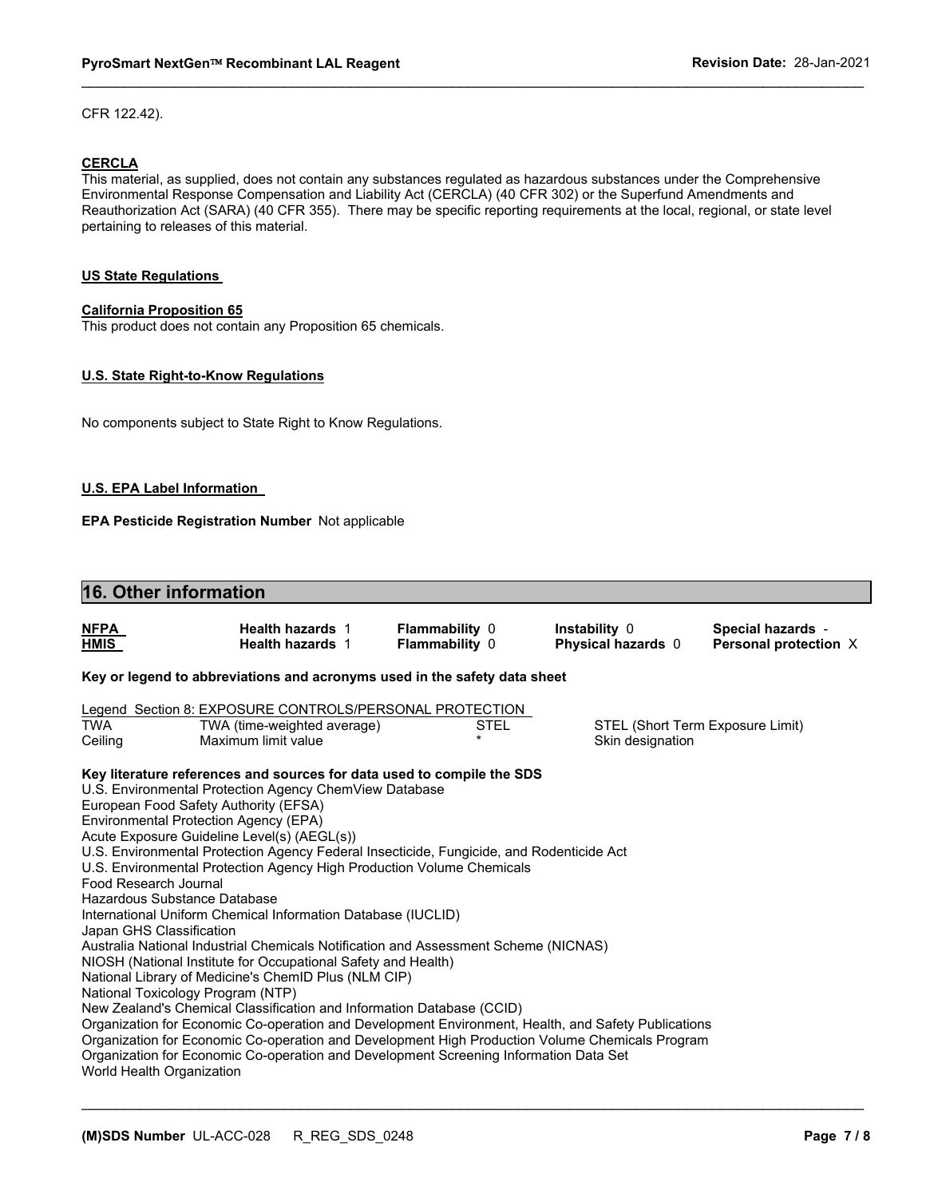CFR 122.42).

**CERCLA**

This material, as supplied, does not contain any substances regulated as hazardous substances under the Comprehensive Environmental Response Compensation and Liability Act (CERCLA) (40 CFR 302) or the Superfund Amendments and Reauthorization Act (SARA) (40 CFR 355). There may be specific reporting requirements at the local, regional, or state level pertaining to releases of this material.

**US State Regulations**

**California Proposition 65**

This product does not contain any Proposition 65 chemicals.

**U.S. State Right-to-Know Regulations**

No components subject to State Right to Know Regulations.

**U.S. EPA Label Information**

**EPA Pesticide Registration Number** Not applicable

## 16. Other information

| | | | | |
|---|---|---|---|---|
| **NFPA** | **Health hazards** 1 | **Flammability** 0 | **Instability** 0 | **Special hazards** - |
| **HMIS** | **Health hazards** 1 | **Flammability** 0 | **Physical hazards** 0 | **Personal protection** X |

**Key or legend to abbreviations and acronyms used in the safety data sheet**

Legend Section 8: EXPOSURE CONTROLS/PERSONAL PROTECTION

| | | | |
|---|---|---|---|
| TWA | TWA (time-weighted average) | STEL | STEL (Short Term Exposure Limit) |
| Ceiling | Maximum limit value | * | Skin designation |

**Key literature references and sources for data used to compile the SDS**

U.S. Environmental Protection Agency ChemView Database
European Food Safety Authority (EFSA)
Environmental Protection Agency (EPA)
Acute Exposure Guideline Level(s) (AEGL(s))
U.S. Environmental Protection Agency Federal Insecticide, Fungicide, and Rodenticide Act
U.S. Environmental Protection Agency High Production Volume Chemicals
Food Research Journal
Hazardous Substance Database
International Uniform Chemical Information Database (IUCLID)
Japan GHS Classification
Australia National Industrial Chemicals Notification and Assessment Scheme (NICNAS)
NIOSH (National Institute for Occupational Safety and Health)
National Library of Medicine's ChemID Plus (NLM CIP)
National Toxicology Program (NTP)
New Zealand's Chemical Classification and Information Database (CCID)
Organization for Economic Co-operation and Development Environment, Health, and Safety Publications
Organization for Economic Co-operation and Development High Production Volume Chemicals Program
Organization for Economic Co-operation and Development Screening Information Data Set
World Health Organization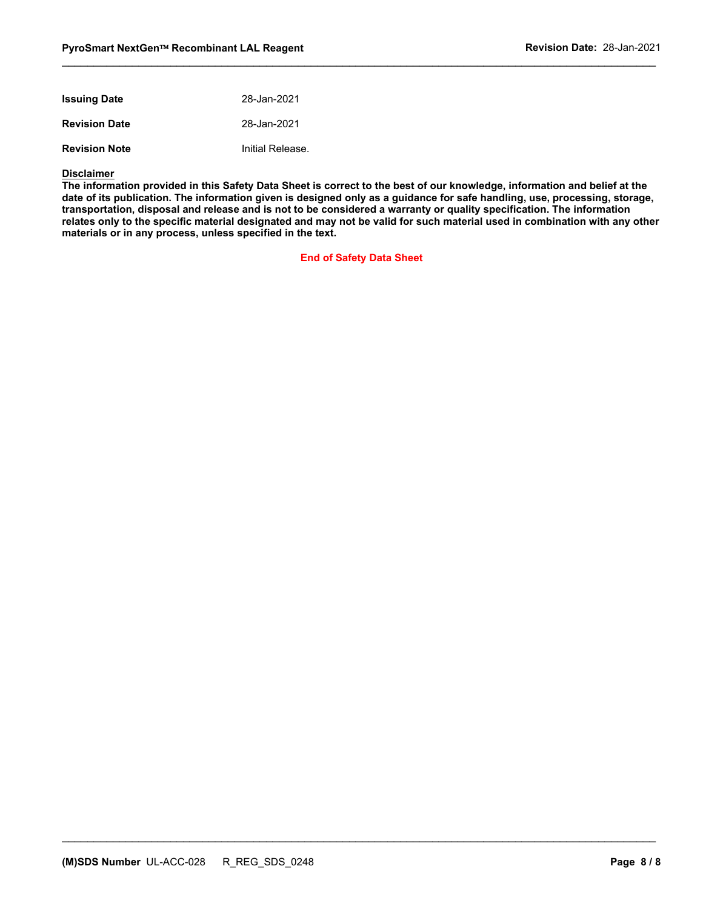| | |
|---|---|
| **Issuing Date** | 28-Jan-2021 |
| **Revision Date** | 28-Jan-2021 |
| **Revision Note** | Initial Release. |

**Disclaimer**

**The information provided in this Safety Data Sheet is correct to the best of our knowledge, information and belief at the date of its publication. The information given is designed only as a guidance for safe handling, use, processing, storage, transportation, disposal and release and is not to be considered a warranty or quality specification. The information relates only to the specific material designated and may not be valid for such material used in combination with any other materials or in any process, unless specified in the text.**

**End of Safety Data Sheet**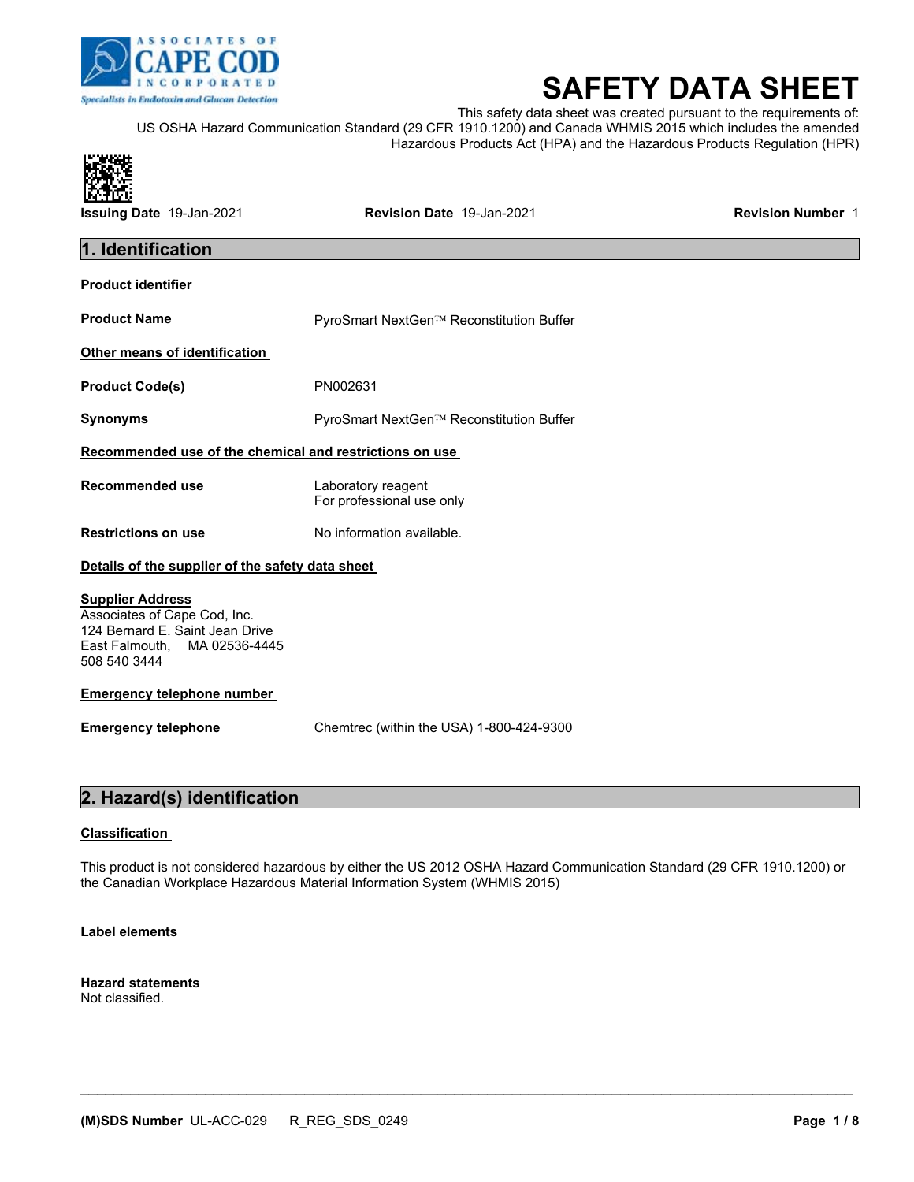# SAFETY DATA SHEET

This safety data sheet was created pursuant to the requirements of: US OSHA Hazard Communication Standard (29 CFR 1910.1200) and Canada WHMIS 2015 which includes the amended Hazardous Products Act (HPA) and the Hazardous Products Regulation (HPR)

**Issuing Date** 19-Jan-2021 **Revision Date** 19-Jan-2021 **Revision Number** 1

## 1. Identification

**Product identifier**

| | |
|---|---|
| **Product Name** | PyroSmart NextGen™ Reconstitution Buffer |

**Other means of identification**

| | |
|---|---|
| **Product Code(s)** | PN002631 |
| **Synonyms** | PyroSmart NextGen™ Reconstitution Buffer |

**Recommended use of the chemical and restrictions on use**

| | |
|---|---|
| **Recommended use** | Laboratory reagent<br>For professional use only |
| **Restrictions on use** | No information available. |

**Details of the supplier of the safety data sheet**

**Supplier Address**
Associates of Cape Cod, Inc.
124 Bernard E. Saint Jean Drive
East Falmouth, MA 02536-4445
508 540 3444

**Emergency telephone number**

| | |
|---|---|
| **Emergency telephone** | Chemtrec (within the USA) 1-800-424-9300 |

## 2. Hazard(s) identification

**Classification**

This product is not considered hazardous by either the US 2012 OSHA Hazard Communication Standard (29 CFR 1910.1200) or the Canadian Workplace Hazardous Material Information System (WHMIS 2015)

**Label elements**

**Hazard statements**
Not classified.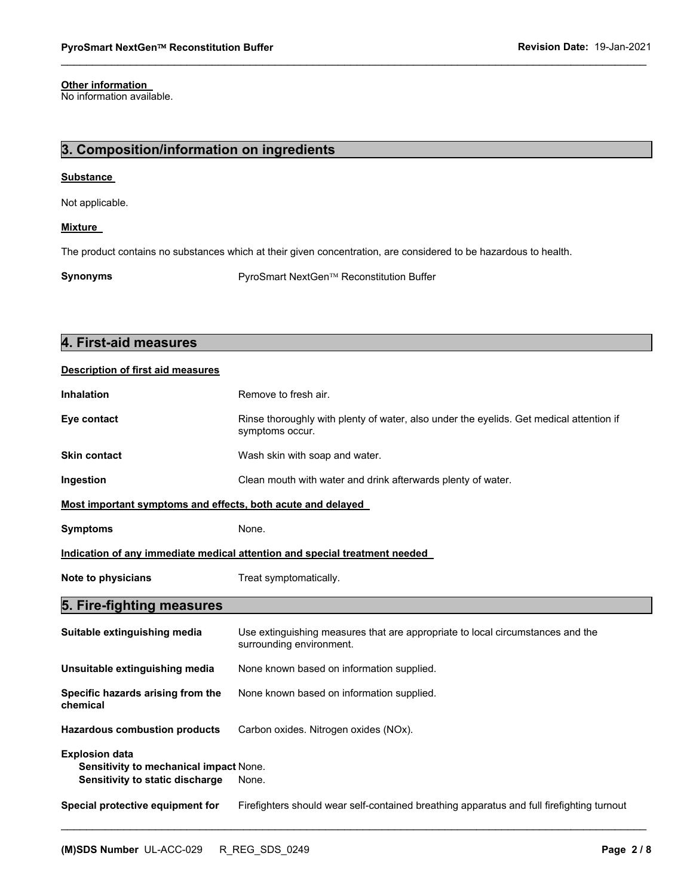**Other information**
No information available.

## 3. Composition/information on ingredients

**Substance**

Not applicable.

**Mixture**

The product contains no substances which at their given concentration, are considered to be hazardous to health.

**Synonyms** PyroSmart NextGen™ Reconstitution Buffer

## 4. First-aid measures

**Description of first aid measures**

**Inhalation** Remove to fresh air.

**Eye contact** Rinse thoroughly with plenty of water, also under the eyelids. Get medical attention if symptoms occur.

**Skin contact** Wash skin with soap and water.

**Ingestion** Clean mouth with water and drink afterwards plenty of water.

**Most important symptoms and effects, both acute and delayed**

**Symptoms** None.

**Indication of any immediate medical attention and special treatment needed**

**Note to physicians** Treat symptomatically.

## 5. Fire-fighting measures

**Suitable extinguishing media** Use extinguishing measures that are appropriate to local circumstances and the surrounding environment.

**Unsuitable extinguishing media** None known based on information supplied.

**Specific hazards arising from the chemical** None known based on information supplied.

**Hazardous combustion products** Carbon oxides. Nitrogen oxides (NOx).

**Explosion data**
**Sensitivity to mechanical impact** None.
**Sensitivity to static discharge** None.

**Special protective equipment for** Firefighters should wear self-contained breathing apparatus and full firefighting turnout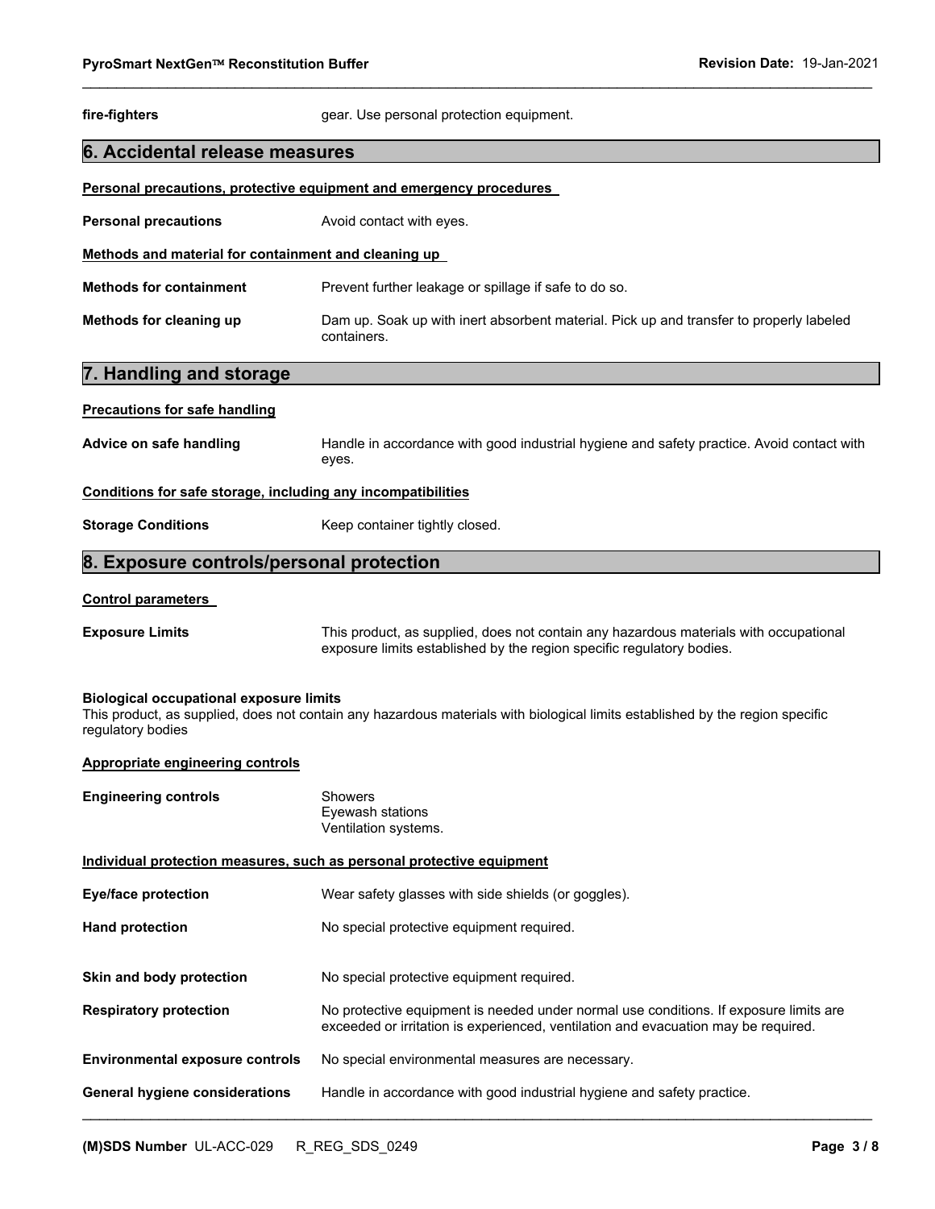| | |
|---|---|
| **fire-fighters** | gear. Use personal protection equipment. |

## 6. Accidental release measures

**Personal precautions, protective equipment and emergency procedures**

| | |
|---|---|
| **Personal precautions** | Avoid contact with eyes. |

**Methods and material for containment and cleaning up**

| | |
|---|---|
| **Methods for containment** | Prevent further leakage or spillage if safe to do so. |
| **Methods for cleaning up** | Dam up. Soak up with inert absorbent material. Pick up and transfer to properly labeled containers. |

## 7. Handling and storage

**Precautions for safe handling**

| | |
|---|---|
| **Advice on safe handling** | Handle in accordance with good industrial hygiene and safety practice. Avoid contact with eyes. |

**Conditions for safe storage, including any incompatibilities**

| | |
|---|---|
| **Storage Conditions** | Keep container tightly closed. |

## 8. Exposure controls/personal protection

**Control parameters**

| | |
|---|---|
| **Exposure Limits** | This product, as supplied, does not contain any hazardous materials with occupational exposure limits established by the region specific regulatory bodies. |

**Biological occupational exposure limits**
This product, as supplied, does not contain any hazardous materials with biological limits established by the region specific regulatory bodies

**Appropriate engineering controls**

| | |
|---|---|
| **Engineering controls** | Showers<br>Eyewash stations<br>Ventilation systems. |

**Individual protection measures, such as personal protective equipment**

| | |
|---|---|
| **Eye/face protection** | Wear safety glasses with side shields (or goggles). |
| **Hand protection** | No special protective equipment required. |
| **Skin and body protection** | No special protective equipment required. |
| **Respiratory protection** | No protective equipment is needed under normal use conditions. If exposure limits are exceeded or irritation is experienced, ventilation and evacuation may be required. |
| **Environmental exposure controls** | No special environmental measures are necessary. |
| **General hygiene considerations** | Handle in accordance with good industrial hygiene and safety practice. |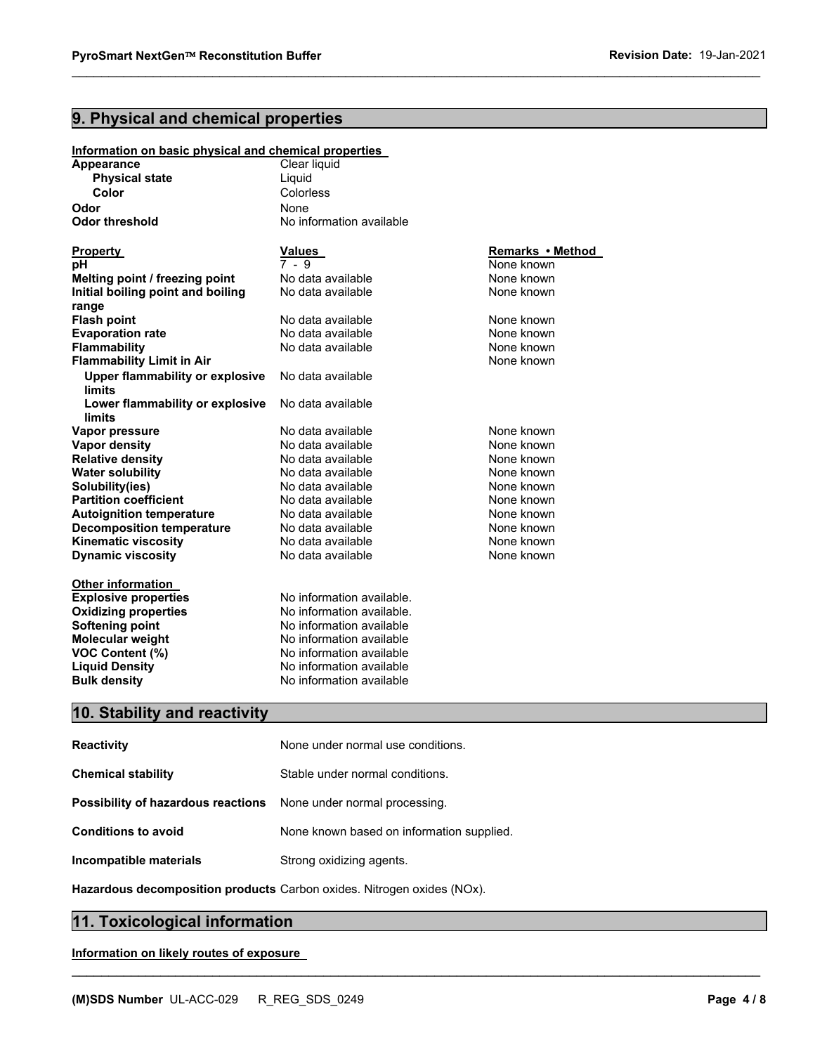## 9. Physical and chemical properties

**Information on basic physical and chemical properties**

| | |
|---|---|
| **Appearance** | Clear liquid |
| **Physical state** | Liquid |
| **Color** | Colorless |
| **Odor** | None |
| **Odor threshold** | No information available |

| Property | Values | Remarks • Method |
|---|---|---|
| **pH** | 7 - 9 | None known |
| **Melting point / freezing point** | No data available | None known |
| **Initial boiling point and boiling range** | No data available | None known |
| **Flash point** | No data available | None known |
| **Evaporation rate** | No data available | None known |
| **Flammability** | No data available | None known |
| **Flammability Limit in Air** | | None known |
| **Upper flammability or explosive limits** | No data available | |
| **Lower flammability or explosive limits** | No data available | |
| **Vapor pressure** | No data available | None known |
| **Vapor density** | No data available | None known |
| **Relative density** | No data available | None known |
| **Water solubility** | No data available | None known |
| **Solubility(ies)** | No data available | None known |
| **Partition coefficient** | No data available | None known |
| **Autoignition temperature** | No data available | None known |
| **Decomposition temperature** | No data available | None known |
| **Kinematic viscosity** | No data available | None known |
| **Dynamic viscosity** | No data available | None known |

**Other information**

| | |
|---|---|
| **Explosive properties** | No information available. |
| **Oxidizing properties** | No information available. |
| **Softening point** | No information available |
| **Molecular weight** | No information available |
| **VOC Content (%)** | No information available |
| **Liquid Density** | No information available |
| **Bulk density** | No information available |

## 10. Stability and reactivity

| | |
|---|---|
| **Reactivity** | None under normal use conditions. |
| **Chemical stability** | Stable under normal conditions. |
| **Possibility of hazardous reactions** | None under normal processing. |
| **Conditions to avoid** | None known based on information supplied. |
| **Incompatible materials** | Strong oxidizing agents. |
| **Hazardous decomposition products** | Carbon oxides. Nitrogen oxides (NOx). |

## 11. Toxicological information

**Information on likely routes of exposure**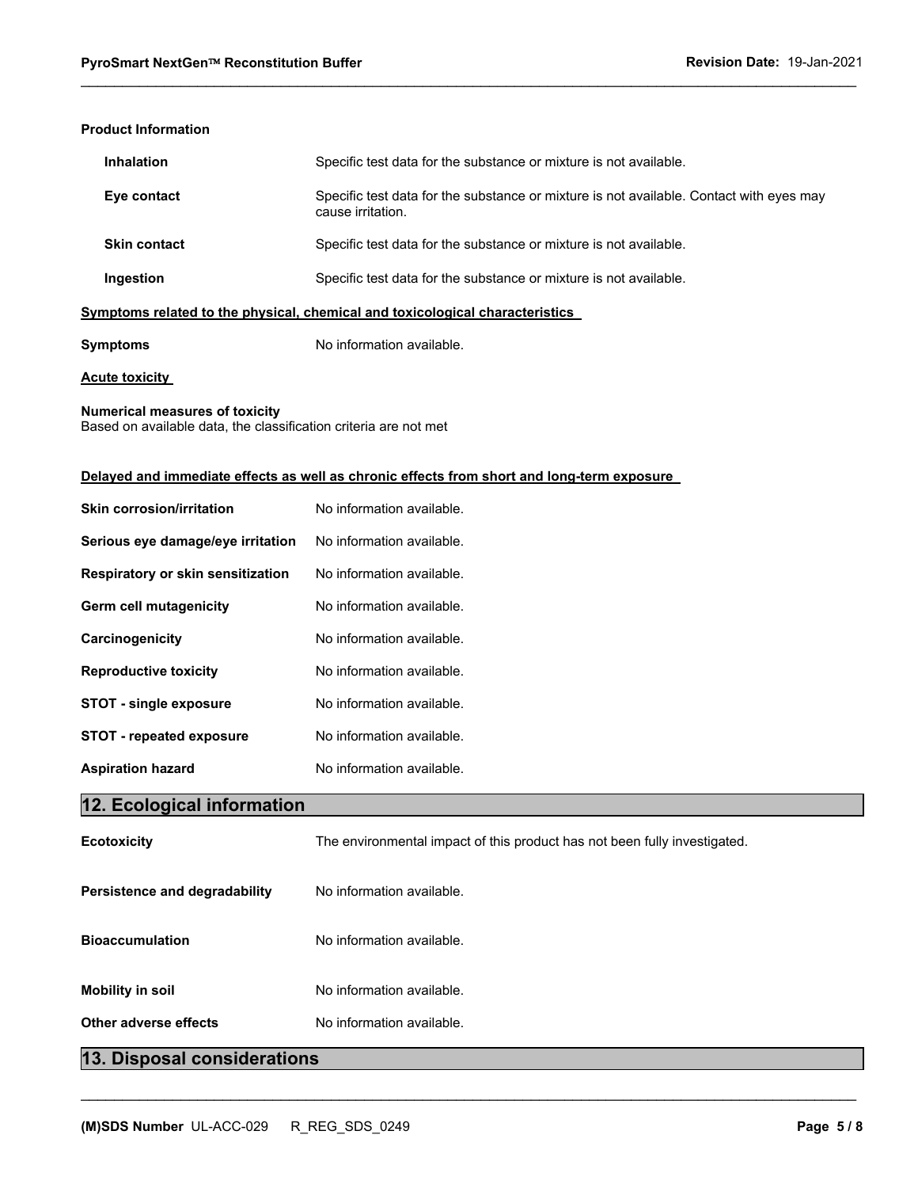**Product Information**

| | |
|---|---|
| **Inhalation** | Specific test data for the substance or mixture is not available. |
| **Eye contact** | Specific test data for the substance or mixture is not available. Contact with eyes may cause irritation. |
| **Skin contact** | Specific test data for the substance or mixture is not available. |
| **Ingestion** | Specific test data for the substance or mixture is not available. |

**Symptoms related to the physical, chemical and toxicological characteristics**

**Symptoms** No information available.

**Acute toxicity**

**Numerical measures of toxicity**
Based on available data, the classification criteria are not met

**Delayed and immediate effects as well as chronic effects from short and long-term exposure**

| | |
|---|---|
| **Skin corrosion/irritation** | No information available. |
| **Serious eye damage/eye irritation** | No information available. |
| **Respiratory or skin sensitization** | No information available. |
| **Germ cell mutagenicity** | No information available. |
| **Carcinogenicity** | No information available. |
| **Reproductive toxicity** | No information available. |
| **STOT - single exposure** | No information available. |
| **STOT - repeated exposure** | No information available. |
| **Aspiration hazard** | No information available. |

## 12. Ecological information

| | |
|---|---|
| **Ecotoxicity** | The environmental impact of this product has not been fully investigated. |
| **Persistence and degradability** | No information available. |
| **Bioaccumulation** | No information available. |
| **Mobility in soil** | No information available. |
| **Other adverse effects** | No information available. |

## 13. Disposal considerations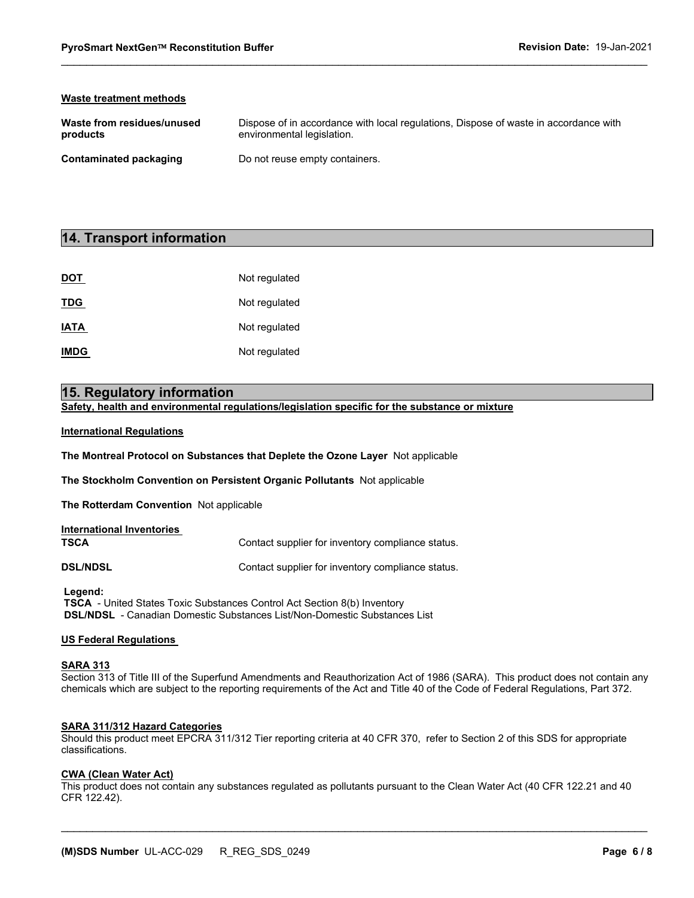**Waste treatment methods**

| | |
|---|---|
| **Waste from residues/unused products** | Dispose of in accordance with local regulations, Dispose of waste in accordance with environmental legislation. |
| **Contaminated packaging** | Do not reuse empty containers. |

## 14. Transport information

| | |
|---|---|
| **DOT** | Not regulated |
| **TDG** | Not regulated |
| **IATA** | Not regulated |
| **IMDG** | Not regulated |

## 15. Regulatory information

**Safety, health and environmental regulations/legislation specific for the substance or mixture**

**International Regulations**

**The Montreal Protocol on Substances that Deplete the Ozone Layer** Not applicable

**The Stockholm Convention on Persistent Organic Pollutants** Not applicable

**The Rotterdam Convention** Not applicable

**International Inventories**

| | |
|---|---|
| **TSCA** | Contact supplier for inventory compliance status. |
| **DSL/NDSL** | Contact supplier for inventory compliance status. |

**Legend:**
**TSCA** - United States Toxic Substances Control Act Section 8(b) Inventory
**DSL/NDSL** - Canadian Domestic Substances List/Non-Domestic Substances List

**US Federal Regulations**

**SARA 313**
Section 313 of Title III of the Superfund Amendments and Reauthorization Act of 1986 (SARA). This product does not contain any chemicals which are subject to the reporting requirements of the Act and Title 40 of the Code of Federal Regulations, Part 372.

**SARA 311/312 Hazard Categories**
Should this product meet EPCRA 311/312 Tier reporting criteria at 40 CFR 370, refer to Section 2 of this SDS for appropriate classifications.

**CWA (Clean Water Act)**
This product does not contain any substances regulated as pollutants pursuant to the Clean Water Act (40 CFR 122.21 and 40 CFR 122.42).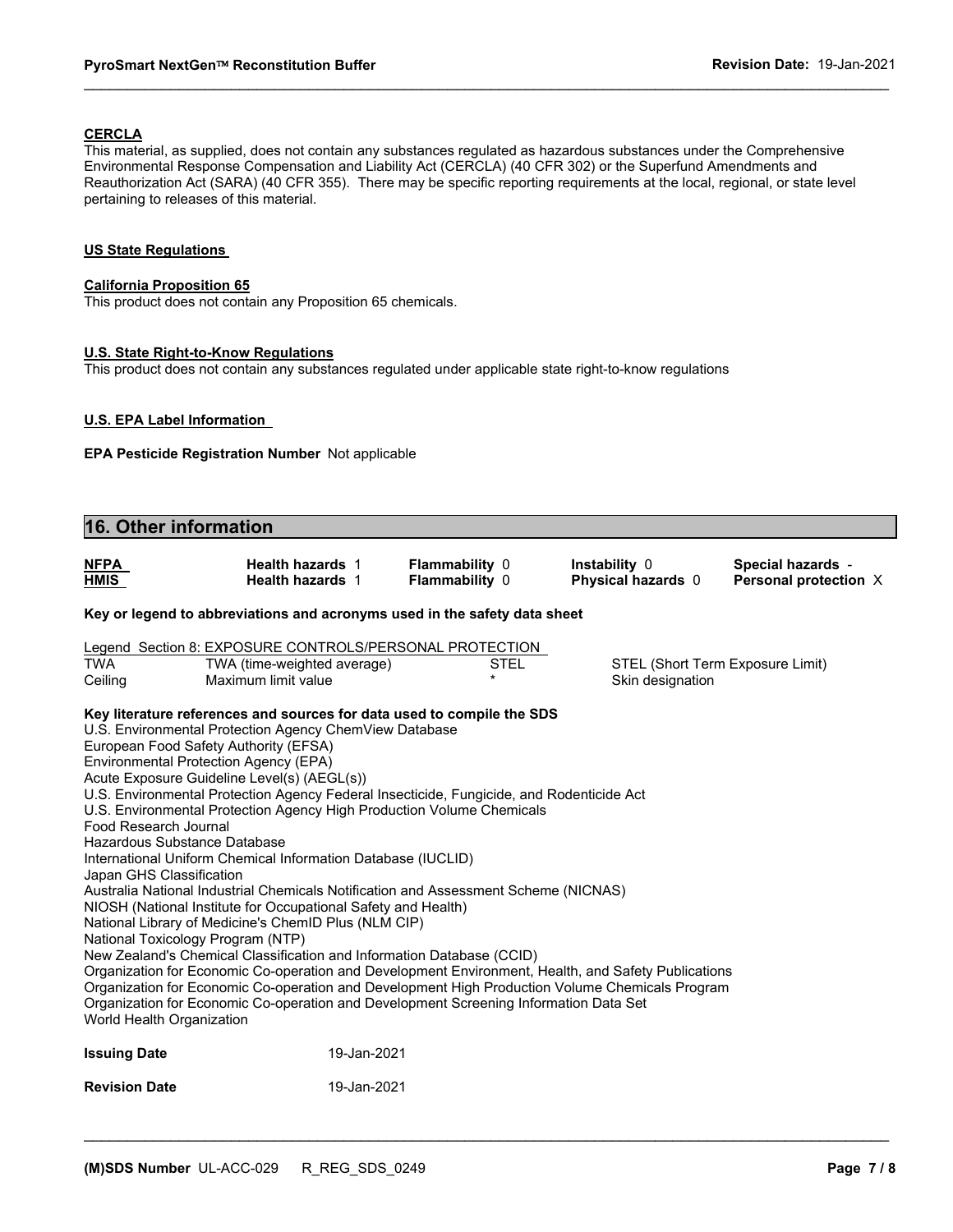**CERCLA**

This material, as supplied, does not contain any substances regulated as hazardous substances under the Comprehensive Environmental Response Compensation and Liability Act (CERCLA) (40 CFR 302) or the Superfund Amendments and Reauthorization Act (SARA) (40 CFR 355). There may be specific reporting requirements at the local, regional, or state level pertaining to releases of this material.

**US State Regulations**

**California Proposition 65**

This product does not contain any Proposition 65 chemicals.

**U.S. State Right-to-Know Regulations**

This product does not contain any substances regulated under applicable state right-to-know regulations

**U.S. EPA Label Information**

**EPA Pesticide Registration Number** Not applicable

## 16. Other information

| | | | | |
|---|---|---|---|---|
| **NFPA** | **Health hazards** 1 | **Flammability** 0 | **Instability** 0 | **Special hazards** - |
| **HMIS** | **Health hazards** 1 | **Flammability** 0 | **Physical hazards** 0 | **Personal protection** X |

**Key or legend to abbreviations and acronyms used in the safety data sheet**

| Legend | Section 8: EXPOSURE CONTROLS/PERSONAL PROTECTION | | |
|---|---|---|---|
| TWA | TWA (time-weighted average) | STEL | STEL (Short Term Exposure Limit) |
| Ceiling | Maximum limit value | * | Skin designation |

**Key literature references and sources for data used to compile the SDS**

U.S. Environmental Protection Agency ChemView Database
European Food Safety Authority (EFSA)
Environmental Protection Agency (EPA)
Acute Exposure Guideline Level(s) (AEGL(s))
U.S. Environmental Protection Agency Federal Insecticide, Fungicide, and Rodenticide Act
U.S. Environmental Protection Agency High Production Volume Chemicals
Food Research Journal
Hazardous Substance Database
International Uniform Chemical Information Database (IUCLID)
Japan GHS Classification
Australia National Industrial Chemicals Notification and Assessment Scheme (NICNAS)
NIOSH (National Institute for Occupational Safety and Health)
National Library of Medicine's ChemID Plus (NLM CIP)
National Toxicology Program (NTP)
New Zealand's Chemical Classification and Information Database (CCID)
Organization for Economic Co-operation and Development Environment, Health, and Safety Publications
Organization for Economic Co-operation and Development High Production Volume Chemicals Program
Organization for Economic Co-operation and Development Screening Information Data Set
World Health Organization

**Issuing Date** 19-Jan-2021

**Revision Date** 19-Jan-2021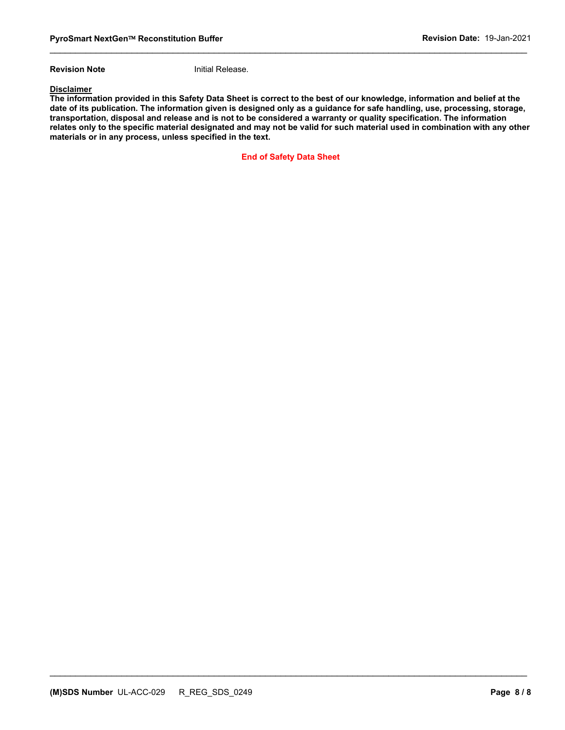**Revision Note** Initial Release.

**Disclaimer**

**The information provided in this Safety Data Sheet is correct to the best of our knowledge, information and belief at the date of its publication. The information given is designed only as a guidance for safe handling, use, processing, storage, transportation, disposal and release and is not to be considered a warranty or quality specification. The information relates only to the specific material designated and may not be valid for such material used in combination with any other materials or in any process, unless specified in the text.**

**End of Safety Data Sheet**